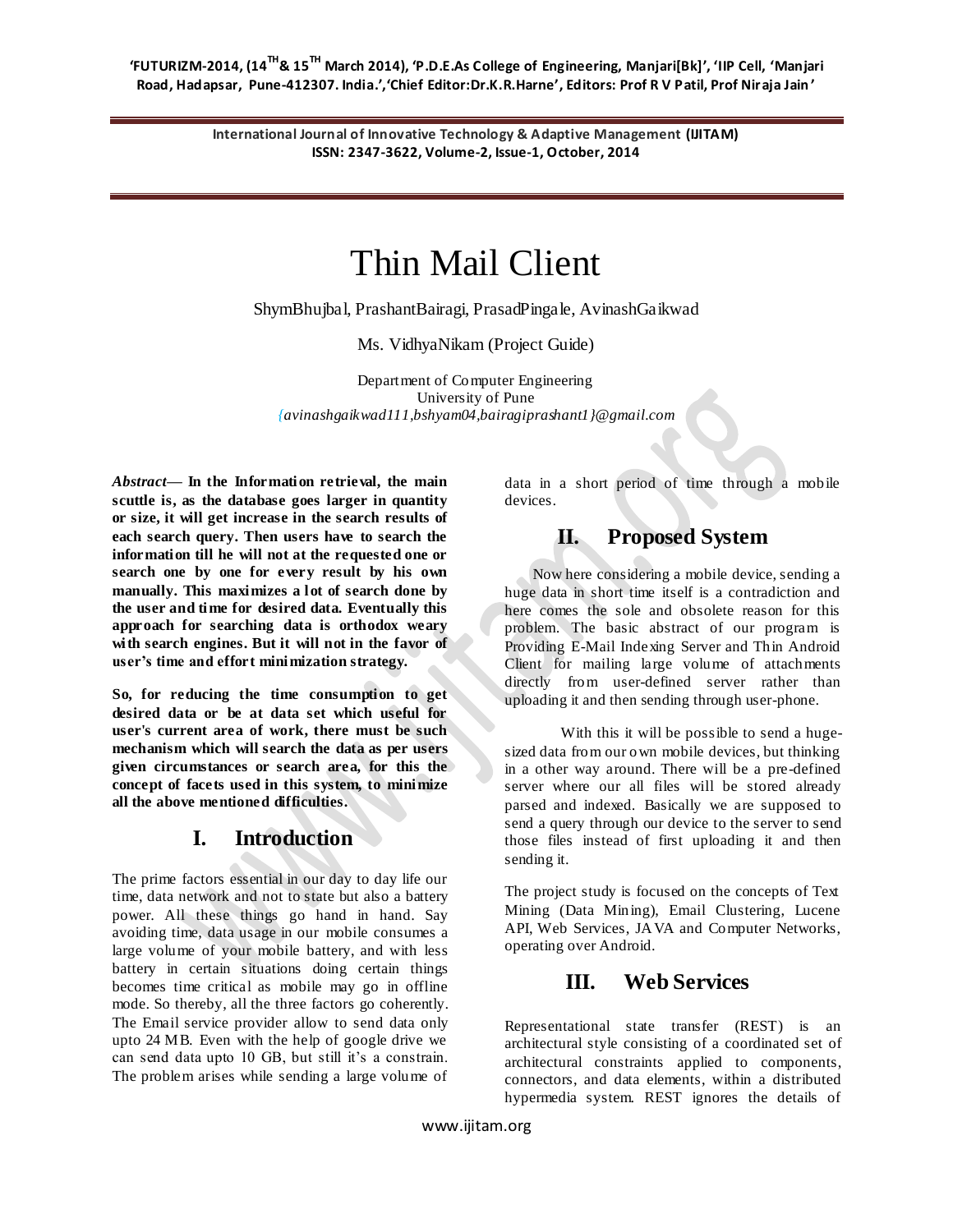# Thin Mail Client

ShymBhujbal, PrashantBairagi, PrasadPingale, AvinashGaikwad

Ms. VidhyaNikam (Project Guide)

Department of Computer Engineering
University of Pune
*{avinashgaikwad111,bshyam04,bairagiprashant1}@gmail.com*

***Abstract*— In the Information retrieval, the main scuttle is, as the database goes larger in quantity or size, it will get increase in the search results of each search query. Then users have to search the information till he will not at the requested one or search one by one for every result by his own manually. This maximizes a lot of search done by the user and time for desired data. Eventually this approach for searching data is orthodox weary with search engines. But it will not in the favor of user's time and effort minimization strategy.**

**So, for reducing the time consumption to get desired data or be at data set which useful for user's current area of work, there must be such mechanism which will search the data as per users given circumstances or search area, for this the concept of facets used in this system, to minimize all the above mentioned difficulties.**

## I. Introduction

The prime factors essential in our day to day life our time, data network and not to state but also a battery power. All these things go hand in hand. Say avoiding time, data usage in our mobile consumes a large volume of your mobile battery, and with less battery in certain situations doing certain things becomes time critical as mobile may go in offline mode. So thereby, all the three factors go coherently. The Email service provider allow to send data only upto 24 MB. Even with the help of google drive we can send data upto 10 GB, but still it's a constrain. The problem arises while sending a large volume of data in a short period of time through a mobile devices.

## II. Proposed System

Now here considering a mobile device, sending a huge data in short time itself is a contradiction and here comes the sole and obsolete reason for this problem. The basic abstract of our program is Providing E-Mail Indexing Server and Thin Android Client for mailing large volume of attachments directly from user-defined server rather than uploading it and then sending through user-phone.

With this it will be possible to send a huge-sized data from our own mobile devices, but thinking in a other way around. There will be a pre-defined server where our all files will be stored already parsed and indexed. Basically we are supposed to send a query through our device to the server to send those files instead of first uploading it and then sending it.

The project study is focused on the concepts of Text Mining (Data Mining), Email Clustering, Lucene API, Web Services, JAVA and Computer Networks, operating over Android.

## III. Web Services

Representational state transfer (REST) is an architectural style consisting of a coordinated set of architectural constraints applied to components, connectors, and data elements, within a distributed hypermedia system. REST ignores the details of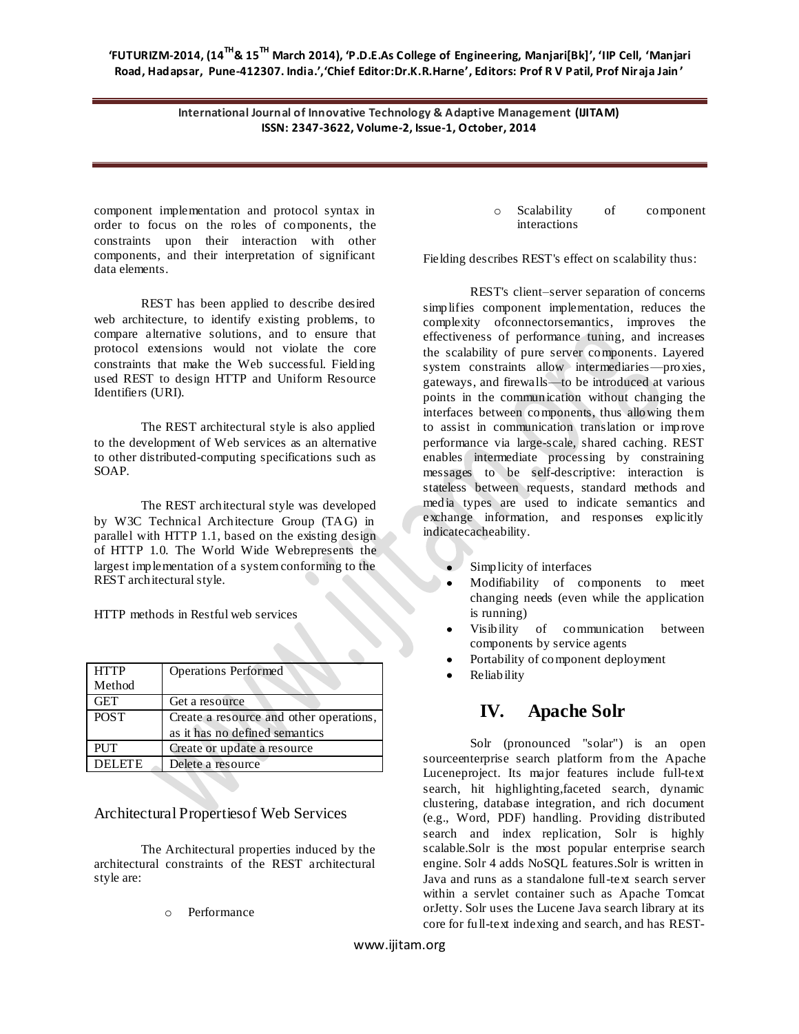component implementation and protocol syntax in order to focus on the roles of components, the constraints upon their interaction with other components, and their interpretation of significant data elements.

REST has been applied to describe desired web architecture, to identify existing problems, to compare alternative solutions, and to ensure that protocol extensions would not violate the core constraints that make the Web successful. Fielding used REST to design HTTP and Uniform Resource Identifiers (URI).

The REST architectural style is also applied to the development of Web services as an alternative to other distributed-computing specifications such as SOAP.

The REST architectural style was developed by W3C Technical Architecture Group (TAG) in parallel with HTTP 1.1, based on the existing design of HTTP 1.0. The World Wide Webrepresents the largest implementation of a system conforming to the REST architectural style.

HTTP methods in Restful web services

| HTTP Method | Operations Performed |
|---|---|
| GET | Get a resource |
| POST | Create a resource and other operations, as it has no defined semantics |
| PUT | Create or update a resource |
| DELETE | Delete a resource |

## Architectural Propertiesof Web Services

The Architectural properties induced by the architectural constraints of the REST architectural style are:

- Performance
- Scalability of component interactions

Fielding describes REST's effect on scalability thus:

REST's client–server separation of concerns simplifies component implementation, reduces the complexity ofconnectorsemantics, improves the effectiveness of performance tuning, and increases the scalability of pure server components. Layered system constraints allow intermediaries—proxies, gateways, and firewalls—to be introduced at various points in the communication without changing the interfaces between components, thus allowing them to assist in communication translation or improve performance via large-scale, shared caching. REST enables intermediate processing by constraining messages to be self-descriptive: interaction is stateless between requests, standard methods and media types are used to indicate semantics and exchange information, and responses explicitly indicatecacheability.

- Simplicity of interfaces
- Modifiability of components to meet changing needs (even while the application is running)
- Visibility of communication between components by service agents
- Portability of component deployment
- Reliability

# IV. Apache Solr

Solr (pronounced "solar") is an open sourceenterprise search platform from the Apache Luceneproject. Its major features include full-text search, hit highlighting,faceted search, dynamic clustering, database integration, and rich document (e.g., Word, PDF) handling. Providing distributed search and index replication, Solr is highly scalable.Solr is the most popular enterprise search engine. Solr 4 adds NoSQL features.Solr is written in Java and runs as a standalone full-text search server within a servlet container such as Apache Tomcat orJetty. Solr uses the Lucene Java search library at its core for full-text indexing and search, and has REST-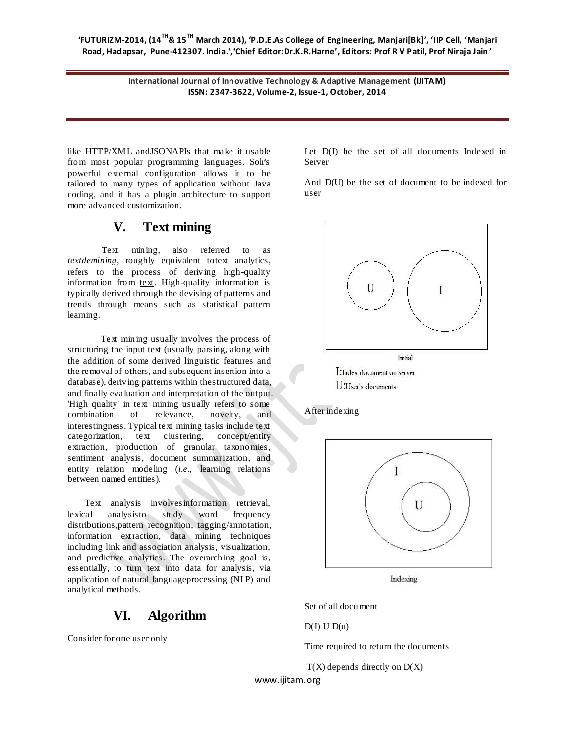like HTTP/XML andJSONAPIs that make it usable from most popular programming languages. Solr's powerful external configuration allows it to be tailored to many types of application without Java coding, and it has a plugin architecture to support more advanced customization.

## V. Text mining

Text mining, also referred to as *textdemining*, roughly equivalent totext analytics, refers to the process of deriving high-quality information from text. High-quality information is typically derived through the devising of patterns and trends through means such as statistical pattern learning.

Text mining usually involves the process of structuring the input text (usually parsing, along with the addition of some derived linguistic features and the removal of others, and subsequent insertion into a database), deriving patterns within thestructured data, and finally evaluation and interpretation of the output. 'High quality' in text mining usually refers to some combination of relevance, novelty, and interestingness. Typical text mining tasks include text categorization, text clustering, concept/entity extraction, production of granular taxonomies, sentiment analysis, document summarization, and entity relation modeling (*i.e.*, learning relations between named entities).

Text analysis involvesinformation retrieval, lexical analysisto study word frequency distributions,pattern recognition, tagging/annotation, information extraction, data mining techniques including link and association analysis, visualization, and predictive analytics. The overarching goal is, essentially, to turn text into data for analysis, via application of natural languageprocessing (NLP) and analytical methods.

## VI. Algorithm

Consider for one user only

Let D(I) be the set of all documents Indexed in Server

And D(U) be the set of document to be indexed for user

Initial

I:Index document on server

U:User's documents

After indexing

Indexing

Set of all document

D(I) U D(u)

Time required to return the documents

T(X) depends directly on D(X)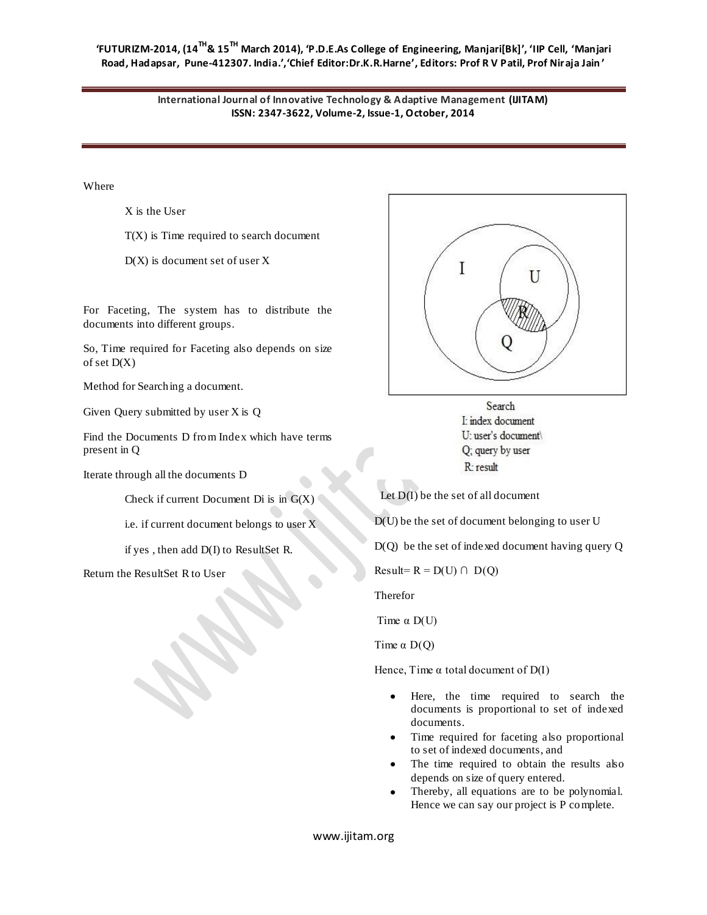Where

X is the User

T(X) is Time required to search document

D(X) is document set of user X

For Faceting, The system has to distribute the documents into different groups.

So, Time required for Faceting also depends on size of set D(X)

Method for Searching a document.

Given Query submitted by user X is Q

Find the Documents D from Index which have terms present in Q

Iterate through all the documents D

Check if current Document Di is in G(X)

i.e. if current document belongs to user X

if yes , then add D(I) to ResultSet R.

Return the ResultSet R to User

Search
I: index document
U: user's document\
Q; query by user
R: result

Let D(I) be the set of all document

D(U) be the set of document belonging to user U

D(Q) be the set of indexed document having query Q

Result= $R = D(U) \cap D(Q)$

Therefor

Time $\alpha$ D(U)

Time $\alpha$ D(Q)

Hence, Time $\alpha$ total document of D(I)

- Here, the time required to search the documents is proportional to set of indexed documents.
- Time required for faceting also proportional to set of indexed documents, and
- The time required to obtain the results also depends on size of query entered.
- Thereby, all equations are to be polynomial. Hence we can say our project is P complete.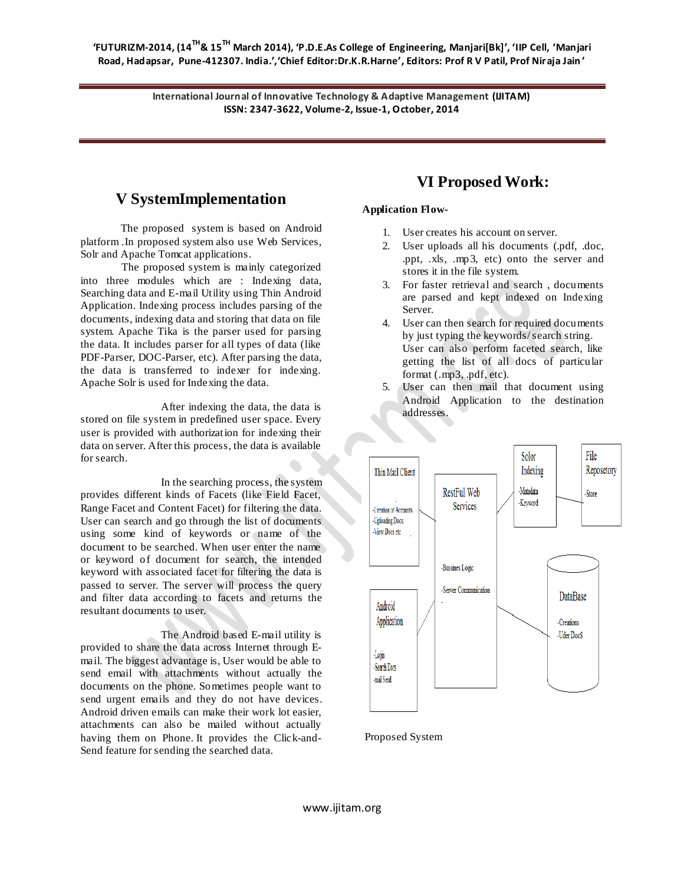## V SystemImplementation

The proposed system is based on Android platform .In proposed system also use Web Services, Solr and Apache Tomcat applications.

The proposed system is mainly categorized into three modules which are : Indexing data, Searching data and E-mail Utility using Thin Android Application. Indexing process includes parsing of the documents, indexing data and storing that data on file system. Apache Tika is the parser used for parsing the data. It includes parser for all types of data (like PDF-Parser, DOC-Parser, etc). After parsing the data, the data is transferred to indexer for indexing. Apache Solr is used for Indexing the data.

After indexing the data, the data is stored on file system in predefined user space. Every user is provided with authorization for indexing their data on server. After this process, the data is available for search.

In the searching process, the system provides different kinds of Facets (like Field Facet, Range Facet and Content Facet) for filtering the data. User can search and go through the list of documents using some kind of keywords or name of the document to be searched. When user enter the name or keyword of document for search, the intended keyword with associated facet for filtering the data is passed to server. The server will process the query and filter data according to facets and returns the resultant documents to user.

The Android based E-mail utility is provided to share the data across Internet through E-mail. The biggest advantage is, User would be able to send email with attachments without actually the documents on the phone. Sometimes people want to send urgent emails and they do not have devices. Android driven emails can make their work lot easier, attachments can also be mailed without actually having them on Phone. It provides the Click-and-Send feature for sending the searched data.

## VI Proposed Work:

**Application Flow-**

1. User creates his account on server.
2. User uploads all his documents (.pdf, .doc, .ppt, .xls, .mp3, etc) onto the server and stores it in the file system.
3. For faster retrieval and search , documents are parsed and kept indexed on Indexing Server.
4. User can then search for required documents by just typing the keywords/search string. User can also perform faceted search, like getting the list of all docs of particular format (.mp3, .pdf, etc).
5. User can then mail that document using Android Application to the destination addresses.

Thin Mail Client: -Creation of Accounts -Uploading Docs. -View Docs etc

RestFul Web Services: -Busines Logic -Server Communication

Solor Indexing: -Matadata -Keyword

File Reposetory: -Store

Android Application: -Login -Search Docs -mail Send

DataBase: -Creations -User DocS

Proposed System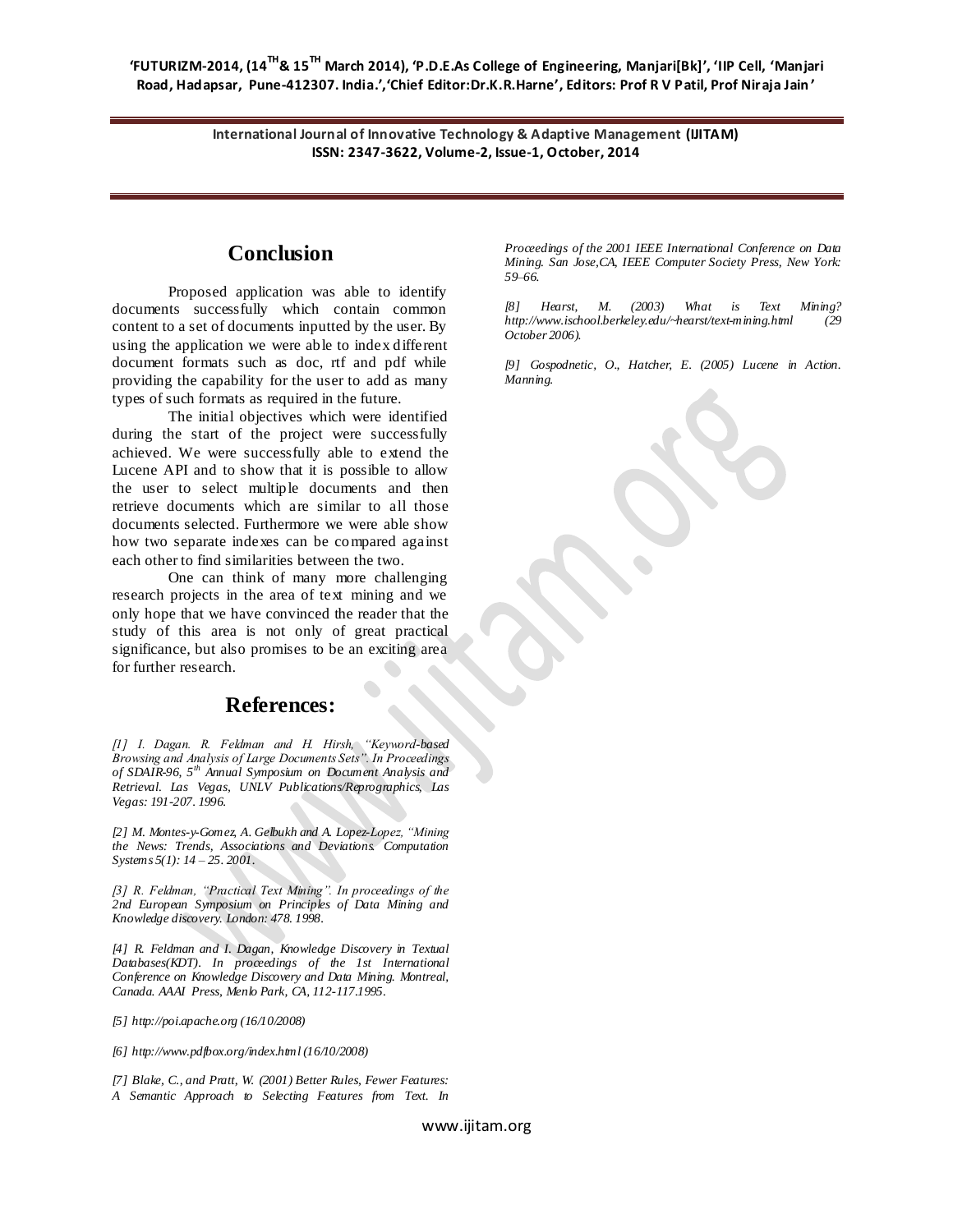## Conclusion

Proposed application was able to identify documents successfully which contain common content to a set of documents inputted by the user. By using the application we were able to index different document formats such as doc, rtf and pdf while providing the capability for the user to add as many types of such formats as required in the future.

The initial objectives which were identified during the start of the project were successfully achieved. We were successfully able to extend the Lucene API and to show that it is possible to allow the user to select multiple documents and then retrieve documents which are similar to all those documents selected. Furthermore we were able show how two separate indexes can be compared against each other to find similarities between the two.

One can think of many more challenging research projects in the area of text mining and we only hope that we have convinced the reader that the study of this area is not only of great practical significance, but also promises to be an exciting area for further research.

## References:

*[1] I. Dagan. R. Feldman and H. Hirsh, "Keyword-based Browsing and Analysis of Large Documents Sets". In Proceedings of SDAIR-96, 5th Annual Symposium on Document Analysis and Retrieval. Las Vegas, UNLV Publications/Reprographics, Las Vegas: 191-207. 1996.*

*[2] M. Montes-y-Gomez, A. Gelbukh and A. Lopez-Lopez, "Mining the News: Trends, Associations and Deviations. Computation Systems 5(1): 14 – 25. 2001.*

*[3] R. Feldman, "Practical Text Mining". In proceedings of the 2nd European Symposium on Principles of Data Mining and Knowledge discovery. London: 478. 1998.*

*[4] R. Feldman and I. Dagan, Knowledge Discovery in Textual Databases(KDT). In proceedings of the 1st International Conference on Knowledge Discovery and Data Mining. Montreal, Canada. AAAI Press, Menlo Park, CA, 112-117.1995.*

*[5] http://poi.apache.org (16/10/2008)*

*[6] http://www.pdfbox.org/index.html (16/10/2008)*

*[7] Blake, C., and Pratt, W. (2001) Better Rules, Fewer Features: A Semantic Approach to Selecting Features from Text. In Proceedings of the 2001 IEEE International Conference on Data Mining. San Jose,CA, IEEE Computer Society Press, New York: 59–66.*

*[8] Hearst, M. (2003) What is Text Mining? http://www.ischool.berkeley.edu/~hearst/text-mining.html (29 October 2006).*

*[9] Gospodnetic, O., Hatcher, E. (2005) Lucene in Action. Manning.*